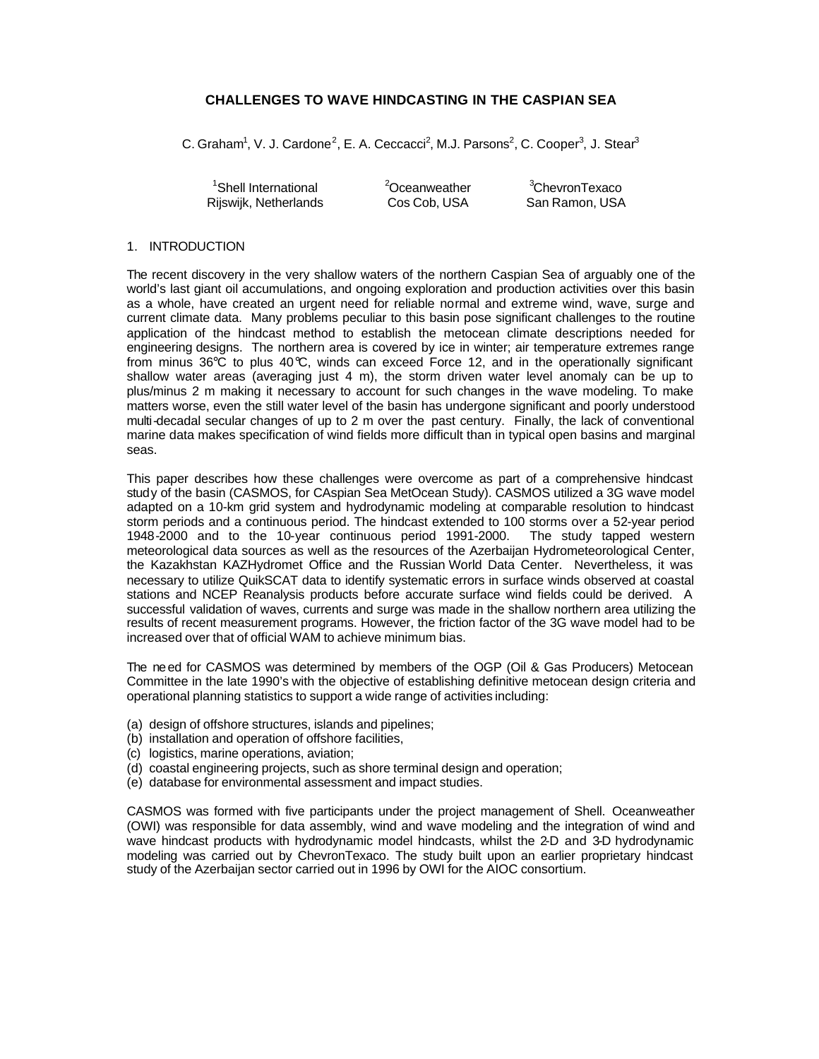# CHALLENGES TO WAVE HINDCASTING IN THE CASPIAN SEA

C. Graham[1], V. J. Cardone[2], E. A. Ceccacci[2], M.J. Parsons[2], C. Cooper[3], J. Stear[3]

[1]Shell International
Rijswijk, Netherlands

[2]Oceanweather
Cos Cob, USA

[3]ChevronTexaco
San Ramon, USA

## 1. INTRODUCTION

The recent discovery in the very shallow waters of the northern Caspian Sea of arguably one of the world's last giant oil accumulations, and ongoing exploration and production activities over this basin as a whole, have created an urgent need for reliable normal and extreme wind, wave, surge and current climate data. Many problems peculiar to this basin pose significant challenges to the routine application of the hindcast method to establish the metocean climate descriptions needed for engineering designs. The northern area is covered by ice in winter; air temperature extremes range from minus 36°C to plus 40°C, winds can exceed Force 12, and in the operationally significant shallow water areas (averaging just 4 m), the storm driven water level anomaly can be up to plus/minus 2 m making it necessary to account for such changes in the wave modeling. To make matters worse, even the still water level of the basin has undergone significant and poorly understood multi-decadal secular changes of up to 2 m over the past century. Finally, the lack of conventional marine data makes specification of wind fields more difficult than in typical open basins and marginal seas.

This paper describes how these challenges were overcome as part of a comprehensive hindcast study of the basin (CASMOS, for CAspian Sea MetOcean Study). CASMOS utilized a 3G wave model adapted on a 10-km grid system and hydrodynamic modeling at comparable resolution to hindcast storm periods and a continuous period. The hindcast extended to 100 storms over a 52-year period 1948-2000 and to the 10-year continuous period 1991-2000. The study tapped western meteorological data sources as well as the resources of the Azerbaijan Hydrometeorological Center, the Kazakhstan KAZHydromet Office and the Russian World Data Center. Nevertheless, it was necessary to utilize QuikSCAT data to identify systematic errors in surface winds observed at coastal stations and NCEP Reanalysis products before accurate surface wind fields could be derived. A successful validation of waves, currents and surge was made in the shallow northern area utilizing the results of recent measurement programs. However, the friction factor of the 3G wave model had to be increased over that of official WAM to achieve minimum bias.

The need for CASMOS was determined by members of the OGP (Oil & Gas Producers) Metocean Committee in the late 1990's with the objective of establishing definitive metocean design criteria and operational planning statistics to support a wide range of activities including:

(a) design of offshore structures, islands and pipelines;
(b) installation and operation of offshore facilities,
(c) logistics, marine operations, aviation;
(d) coastal engineering projects, such as shore terminal design and operation;
(e) database for environmental assessment and impact studies.

CASMOS was formed with five participants under the project management of Shell. Oceanweather (OWI) was responsible for data assembly, wind and wave modeling and the integration of wind and wave hindcast products with hydrodynamic model hindcasts, whilst the 2-D and 3-D hydrodynamic modeling was carried out by ChevronTexaco. The study built upon an earlier proprietary hindcast study of the Azerbaijan sector carried out in 1996 by OWI for the AIOC consortium.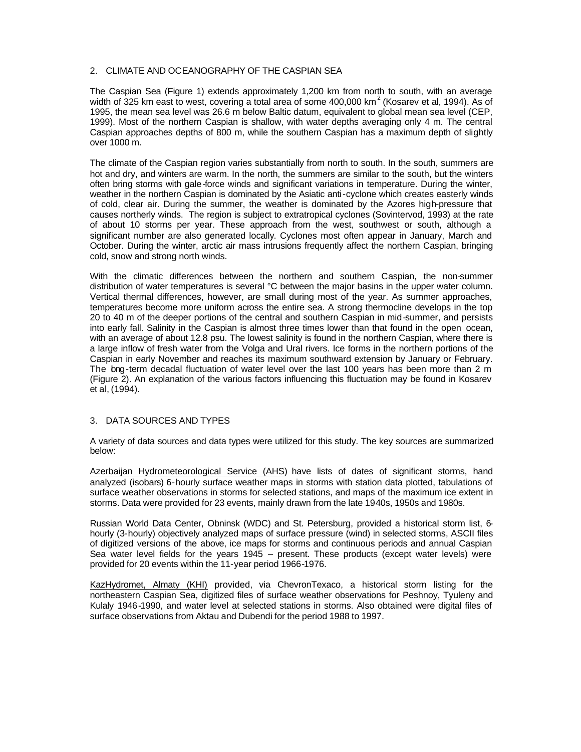## 2. CLIMATE AND OCEANOGRAPHY OF THE CASPIAN SEA

The Caspian Sea (Figure 1) extends approximately 1,200 km from north to south, with an average width of 325 km east to west, covering a total area of some 400,000 km$^2$ (Kosarev et al, 1994). As of 1995, the mean sea level was 26.6 m below Baltic datum, equivalent to global mean sea level (CEP, 1999). Most of the northern Caspian is shallow, with water depths averaging only 4 m. The central Caspian approaches depths of 800 m, while the southern Caspian has a maximum depth of slightly over 1000 m.

The climate of the Caspian region varies substantially from north to south. In the south, summers are hot and dry, and winters are warm. In the north, the summers are similar to the south, but the winters often bring storms with gale-force winds and significant variations in temperature. During the winter, weather in the northern Caspian is dominated by the Asiatic anti-cyclone which creates easterly winds of cold, clear air. During the summer, the weather is dominated by the Azores high-pressure that causes northerly winds. The region is subject to extratropical cyclones (Sovintervod, 1993) at the rate of about 10 storms per year. These approach from the west, southwest or south, although a significant number are also generated locally. Cyclones most often appear in January, March and October. During the winter, arctic air mass intrusions frequently affect the northern Caspian, bringing cold, snow and strong north winds.

With the climatic differences between the northern and southern Caspian, the non-summer distribution of water temperatures is several °C between the major basins in the upper water column. Vertical thermal differences, however, are small during most of the year. As summer approaches, temperatures become more uniform across the entire sea. A strong thermocline develops in the top 20 to 40 m of the deeper portions of the central and southern Caspian in mid-summer, and persists into early fall. Salinity in the Caspian is almost three times lower than that found in the open ocean, with an average of about 12.8 psu. The lowest salinity is found in the northern Caspian, where there is a large inflow of fresh water from the Volga and Ural rivers. Ice forms in the northern portions of the Caspian in early November and reaches its maximum southward extension by January or February. The long-term decadal fluctuation of water level over the last 100 years has been more than 2 m (Figure 2). An explanation of the various factors influencing this fluctuation may be found in Kosarev et al, (1994).

## 3. DATA SOURCES AND TYPES

A variety of data sources and data types were utilized for this study. The key sources are summarized below:

Azerbaijan Hydrometeorological Service (AHS) have lists of dates of significant storms, hand analyzed (isobars) 6-hourly surface weather maps in storms with station data plotted, tabulations of surface weather observations in storms for selected stations, and maps of the maximum ice extent in storms. Data were provided for 23 events, mainly drawn from the late 1940s, 1950s and 1980s.

Russian World Data Center, Obninsk (WDC) and St. Petersburg, provided a historical storm list, 6-hourly (3-hourly) objectively analyzed maps of surface pressure (wind) in selected storms, ASCII files of digitized versions of the above, ice maps for storms and continuous periods and annual Caspian Sea water level fields for the years 1945 – present. These products (except water levels) were provided for 20 events within the 11-year period 1966-1976.

KazHydromet, Almaty (KHI) provided, via ChevronTexaco, a historical storm listing for the northeastern Caspian Sea, digitized files of surface weather observations for Peshnoy, Tyuleny and Kulaly 1946-1990, and water level at selected stations in storms. Also obtained were digital files of surface observations from Aktau and Dubendi for the period 1988 to 1997.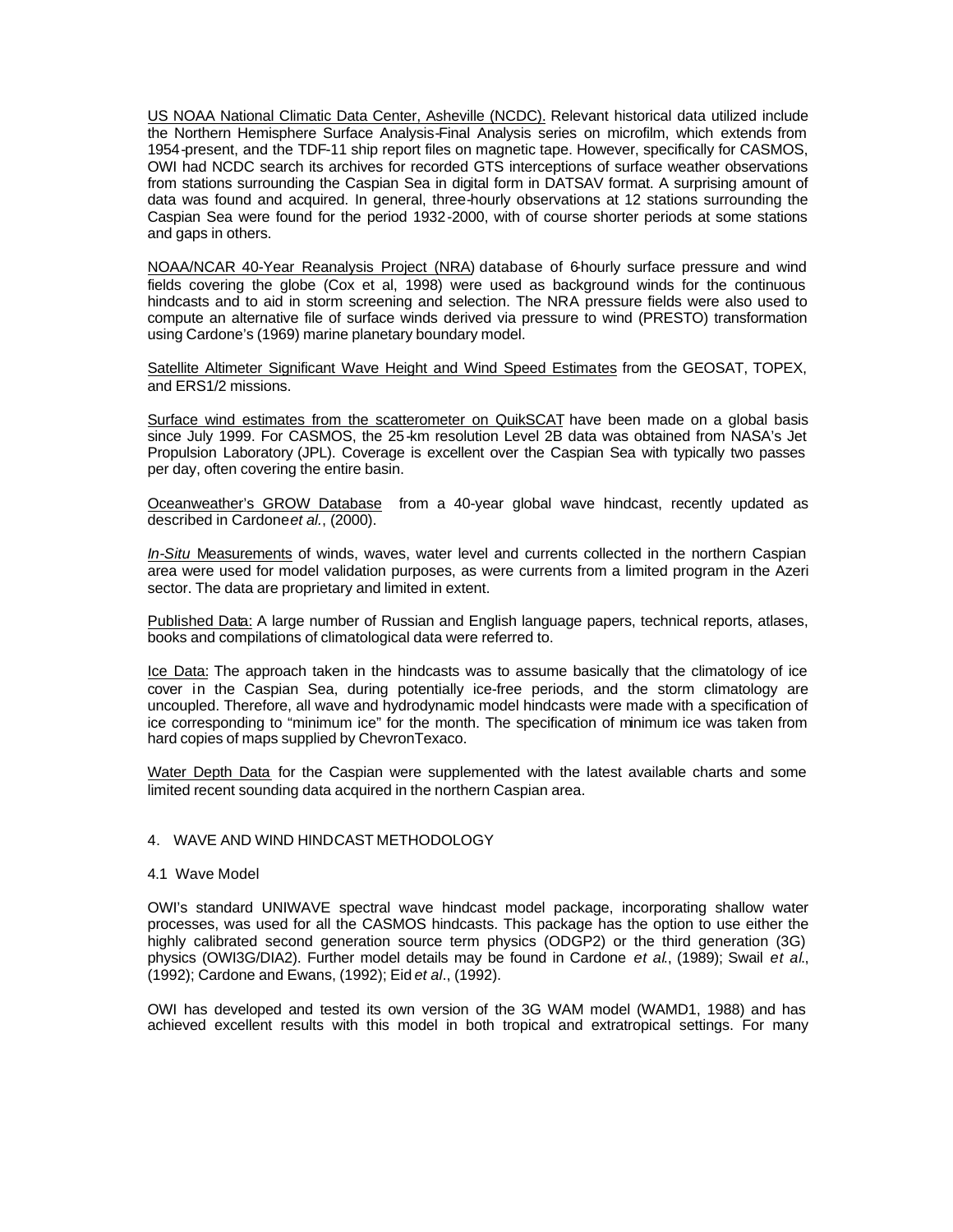US NOAA National Climatic Data Center, Asheville (NCDC). Relevant historical data utilized include the Northern Hemisphere Surface Analysis-Final Analysis series on microfilm, which extends from 1954-present, and the TDF-11 ship report files on magnetic tape. However, specifically for CASMOS, OWI had NCDC search its archives for recorded GTS interceptions of surface weather observations from stations surrounding the Caspian Sea in digital form in DATSAV format. A surprising amount of data was found and acquired. In general, three-hourly observations at 12 stations surrounding the Caspian Sea were found for the period 1932-2000, with of course shorter periods at some stations and gaps in others.

NOAA/NCAR 40-Year Reanalysis Project (NRA) database of 6-hourly surface pressure and wind fields covering the globe (Cox et al, 1998) were used as background winds for the continuous hindcasts and to aid in storm screening and selection. The NRA pressure fields were also used to compute an alternative file of surface winds derived via pressure to wind (PRESTO) transformation using Cardone's (1969) marine planetary boundary model.

Satellite Altimeter Significant Wave Height and Wind Speed Estimates from the GEOSAT, TOPEX, and ERS1/2 missions.

Surface wind estimates from the scatterometer on QuikSCAT have been made on a global basis since July 1999. For CASMOS, the 25-km resolution Level 2B data was obtained from NASA's Jet Propulsion Laboratory (JPL). Coverage is excellent over the Caspian Sea with typically two passes per day, often covering the entire basin.

Oceanweather's GROW Database from a 40-year global wave hindcast, recently updated as described in Cardone *et al.*, (2000).

*In-Situ* Measurements of winds, waves, water level and currents collected in the northern Caspian area were used for model validation purposes, as were currents from a limited program in the Azeri sector. The data are proprietary and limited in extent.

Published Data: A large number of Russian and English language papers, technical reports, atlases, books and compilations of climatological data were referred to.

Ice Data: The approach taken in the hindcasts was to assume basically that the climatology of ice cover in the Caspian Sea, during potentially ice-free periods, and the storm climatology are uncoupled. Therefore, all wave and hydrodynamic model hindcasts were made with a specification of ice corresponding to "minimum ice" for the month. The specification of minimum ice was taken from hard copies of maps supplied by ChevronTexaco.

Water Depth Data for the Caspian were supplemented with the latest available charts and some limited recent sounding data acquired in the northern Caspian area.

## 4. WAVE AND WIND HINDCAST METHODOLOGY

### 4.1 Wave Model

OWI's standard UNIWAVE spectral wave hindcast model package, incorporating shallow water processes, was used for all the CASMOS hindcasts. This package has the option to use either the highly calibrated second generation source term physics (ODGP2) or the third generation (3G) physics (OWI3G/DIA2). Further model details may be found in Cardone *et al.*, (1989); Swail *et al.*, (1992); Cardone and Ewans, (1992); Eid *et al.*, (1992).

OWI has developed and tested its own version of the 3G WAM model (WAMD1, 1988) and has achieved excellent results with this model in both tropical and extratropical settings. For many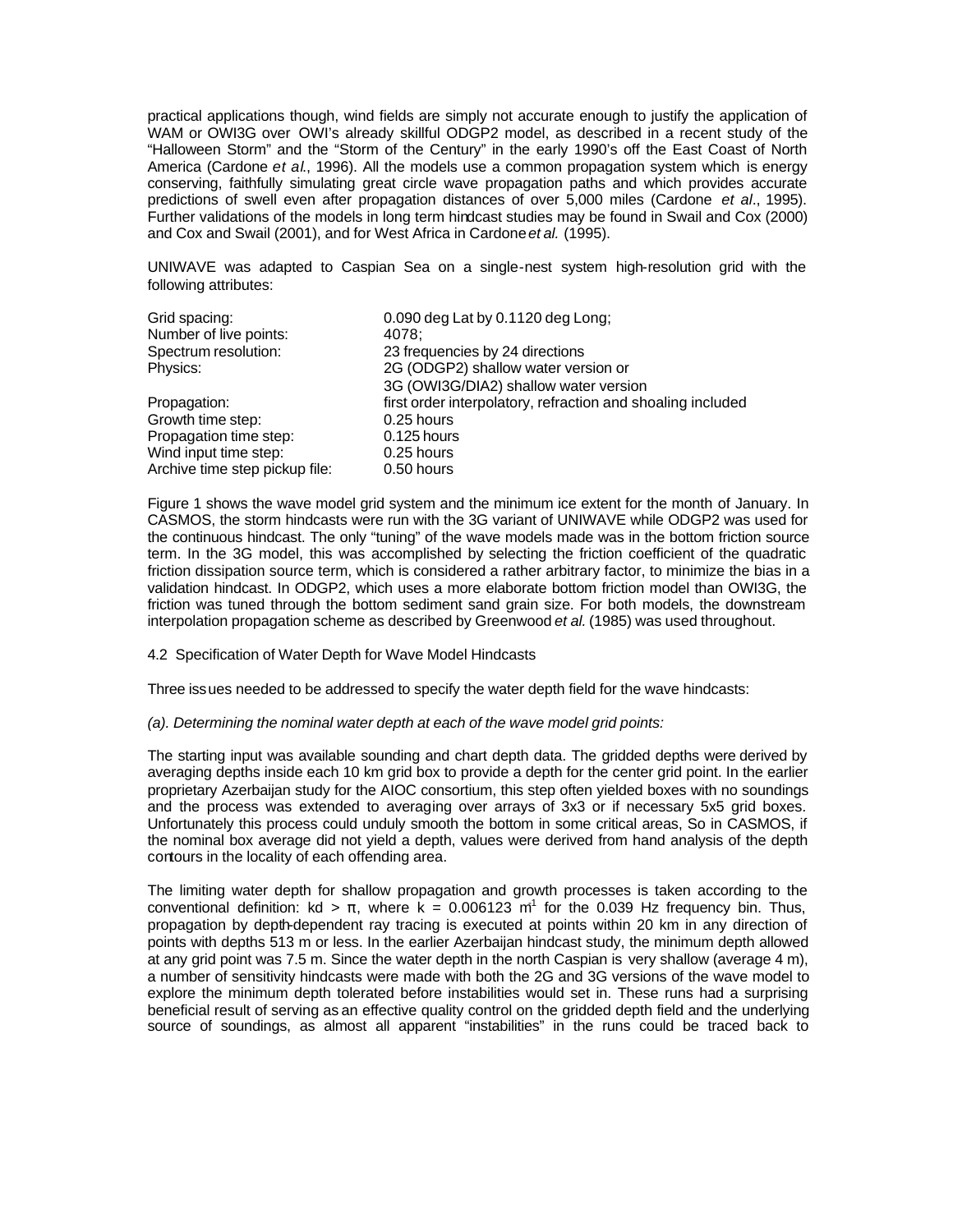practical applications though, wind fields are simply not accurate enough to justify the application of WAM or OWI3G over OWI's already skillful ODGP2 model, as described in a recent study of the "Halloween Storm" and the "Storm of the Century" in the early 1990's off the East Coast of North America (Cardone *et al*., 1996). All the models use a common propagation system which is energy conserving, faithfully simulating great circle wave propagation paths and which provides accurate predictions of swell even after propagation distances of over 5,000 miles (Cardone *et al*., 1995). Further validations of the models in long term hindcast studies may be found in Swail and Cox (2000) and Cox and Swail (2001), and for West Africa in Cardone *et al.* (1995).

UNIWAVE was adapted to Caspian Sea on a single-nest system high-resolution grid with the following attributes:

| | |
|---|---|
| Grid spacing: | 0.090 deg Lat by 0.1120 deg Long; |
| Number of live points: | 4078; |
| Spectrum resolution: | 23 frequencies by 24 directions |
| Physics: | 2G (ODGP2) shallow water version or<br>3G (OWI3G/DIA2) shallow water version |
| Propagation: | first order interpolatory, refraction and shoaling included |
| Growth time step: | 0.25 hours |
| Propagation time step: | 0.125 hours |
| Wind input time step: | 0.25 hours |
| Archive time step pickup file: | 0.50 hours |

Figure 1 shows the wave model grid system and the minimum ice extent for the month of January. In CASMOS, the storm hindcasts were run with the 3G variant of UNIWAVE while ODGP2 was used for the continuous hindcast. The only "tuning" of the wave models made was in the bottom friction source term. In the 3G model, this was accomplished by selecting the friction coefficient of the quadratic friction dissipation source term, which is considered a rather arbitrary factor, to minimize the bias in a validation hindcast. In ODGP2, which uses a more elaborate bottom friction model than OWI3G, the friction was tuned through the bottom sediment sand grain size. For both models, the downstream interpolation propagation scheme as described by Greenwood *et al.* (1985) was used throughout.

4.2 Specification of Water Depth for Wave Model Hindcasts

Three issues needed to be addressed to specify the water depth field for the wave hindcasts:

*(a). Determining the nominal water depth at each of the wave model grid points:*

The starting input was available sounding and chart depth data. The gridded depths were derived by averaging depths inside each 10 km grid box to provide a depth for the center grid point. In the earlier proprietary Azerbaijan study for the AIOC consortium, this step often yielded boxes with no soundings and the process was extended to averaging over arrays of 3x3 or if necessary 5x5 grid boxes. Unfortunately this process could unduly smooth the bottom in some critical areas, So in CASMOS, if the nominal box average did not yield a depth, values were derived from hand analysis of the depth contours in the locality of each offending area.

The limiting water depth for shallow propagation and growth processes is taken according to the conventional definition: $kd > \pi$, where $k = 0.006123\ m^{1}$ for the 0.039 Hz frequency bin. Thus, propagation by depth-dependent ray tracing is executed at points within 20 km in any direction of points with depths 513 m or less. In the earlier Azerbaijan hindcast study, the minimum depth allowed at any grid point was 7.5 m. Since the water depth in the north Caspian is very shallow (average 4 m), a number of sensitivity hindcasts were made with both the 2G and 3G versions of the wave model to explore the minimum depth tolerated before instabilities would set in. These runs had a surprising beneficial result of serving as an effective quality control on the gridded depth field and the underlying source of soundings, as almost all apparent "instabilities" in the runs could be traced back to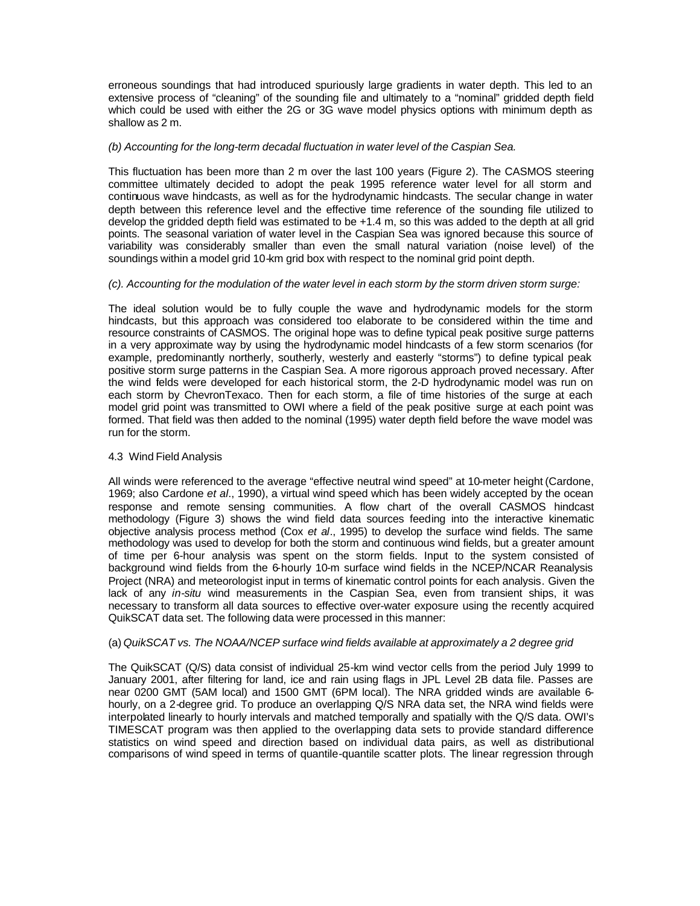erroneous soundings that had introduced spuriously large gradients in water depth. This led to an extensive process of "cleaning" of the sounding file and ultimately to a "nominal" gridded depth field which could be used with either the 2G or 3G wave model physics options with minimum depth as shallow as 2 m.

*(b) Accounting for the long-term decadal fluctuation in water level of the Caspian Sea.*

This fluctuation has been more than 2 m over the last 100 years (Figure 2). The CASMOS steering committee ultimately decided to adopt the peak 1995 reference water level for all storm and continuous wave hindcasts, as well as for the hydrodynamic hindcasts. The secular change in water depth between this reference level and the effective time reference of the sounding file utilized to develop the gridded depth field was estimated to be +1.4 m, so this was added to the depth at all grid points. The seasonal variation of water level in the Caspian Sea was ignored because this source of variability was considerably smaller than even the small natural variation (noise level) of the soundings within a model grid 10-km grid box with respect to the nominal grid point depth.

*(c). Accounting for the modulation of the water level in each storm by the storm driven storm surge:*

The ideal solution would be to fully couple the wave and hydrodynamic models for the storm hindcasts, but this approach was considered too elaborate to be considered within the time and resource constraints of CASMOS. The original hope was to define typical peak positive surge patterns in a very approximate way by using the hydrodynamic model hindcasts of a few storm scenarios (for example, predominantly northerly, southerly, westerly and easterly "storms") to define typical peak positive storm surge patterns in the Caspian Sea. A more rigorous approach proved necessary. After the wind felds were developed for each historical storm, the 2-D hydrodynamic model was run on each storm by ChevronTexaco. Then for each storm, a file of time histories of the surge at each model grid point was transmitted to OWI where a field of the peak positive surge at each point was formed. That field was then added to the nominal (1995) water depth field before the wave model was run for the storm.

4.3 Wind Field Analysis

All winds were referenced to the average "effective neutral wind speed" at 10-meter height (Cardone, 1969; also Cardone *et al*., 1990), a virtual wind speed which has been widely accepted by the ocean response and remote sensing communities. A flow chart of the overall CASMOS hindcast methodology (Figure 3) shows the wind field data sources feeding into the interactive kinematic objective analysis process method (Cox *et al*., 1995) to develop the surface wind fields. The same methodology was used to develop for both the storm and continuous wind fields, but a greater amount of time per 6-hour analysis was spent on the storm fields. Input to the system consisted of background wind fields from the 6-hourly 10-m surface wind fields in the NCEP/NCAR Reanalysis Project (NRA) and meteorologist input in terms of kinematic control points for each analysis. Given the lack of any *in-situ* wind measurements in the Caspian Sea, even from transient ships, it was necessary to transform all data sources to effective over-water exposure using the recently acquired QuikSCAT data set. The following data were processed in this manner:

(a) *QuikSCAT vs. The NOAA/NCEP surface wind fields available at approximately a 2 degree grid*

The QuikSCAT (Q/S) data consist of individual 25-km wind vector cells from the period July 1999 to January 2001, after filtering for land, ice and rain using flags in JPL Level 2B data file. Passes are near 0200 GMT (5AM local) and 1500 GMT (6PM local). The NRA gridded winds are available 6-hourly, on a 2-degree grid. To produce an overlapping Q/S NRA data set, the NRA wind fields were interpolated linearly to hourly intervals and matched temporally and spatially with the Q/S data. OWI's TIMESCAT program was then applied to the overlapping data sets to provide standard difference statistics on wind speed and direction based on individual data pairs, as well as distributional comparisons of wind speed in terms of quantile-quantile scatter plots. The linear regression through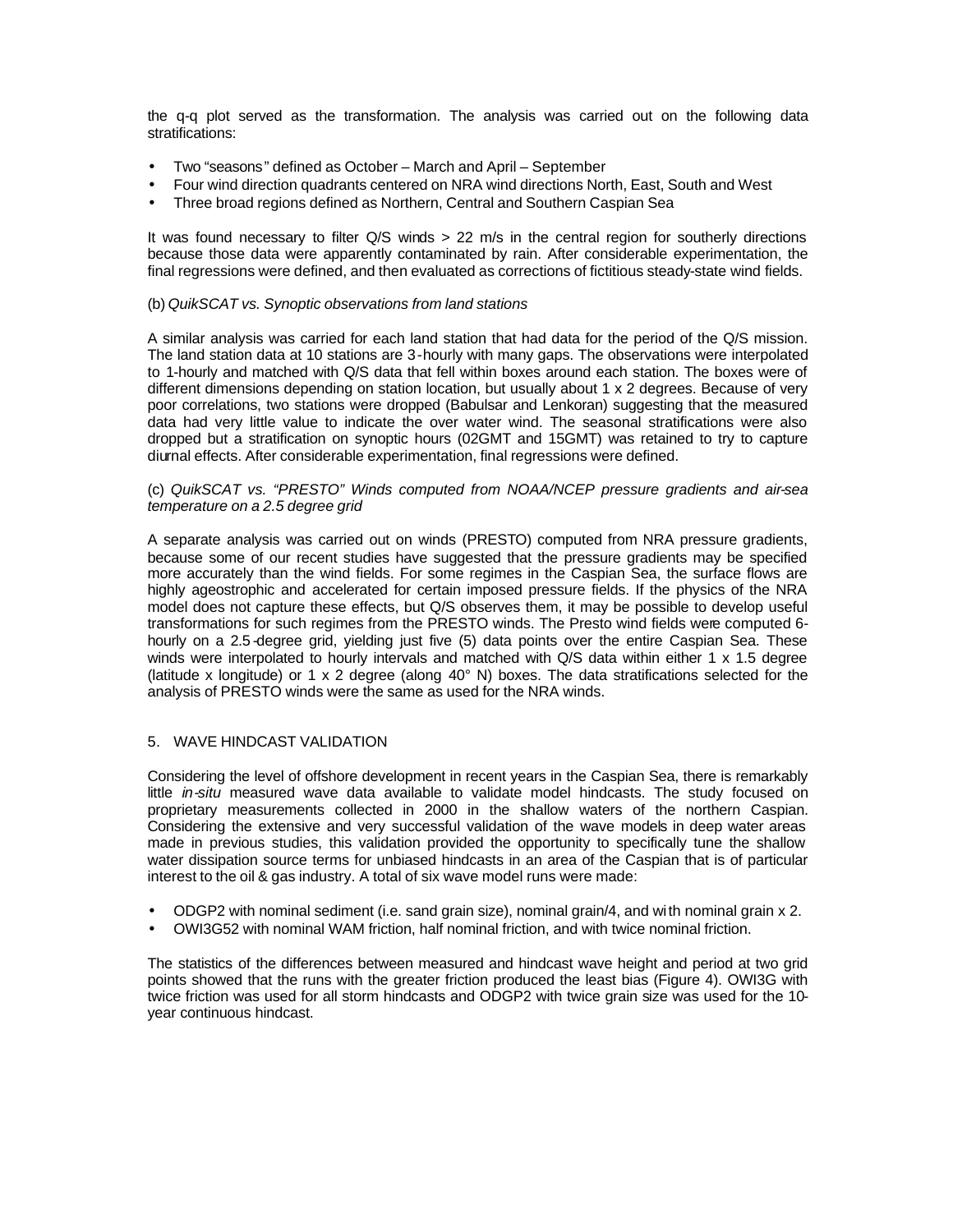the q-q plot served as the transformation. The analysis was carried out on the following data stratifications:

- Two "seasons" defined as October – March and April – September
- Four wind direction quadrants centered on NRA wind directions North, East, South and West
- Three broad regions defined as Northern, Central and Southern Caspian Sea

It was found necessary to filter Q/S winds > 22 m/s in the central region for southerly directions because those data were apparently contaminated by rain. After considerable experimentation, the final regressions were defined, and then evaluated as corrections of fictitious steady-state wind fields.

(b) *QuikSCAT vs. Synoptic observations from land stations*

A similar analysis was carried for each land station that had data for the period of the Q/S mission. The land station data at 10 stations are 3-hourly with many gaps. The observations were interpolated to 1-hourly and matched with Q/S data that fell within boxes around each station. The boxes were of different dimensions depending on station location, but usually about 1 x 2 degrees. Because of very poor correlations, two stations were dropped (Babulsar and Lenkoran) suggesting that the measured data had very little value to indicate the over water wind. The seasonal stratifications were also dropped but a stratification on synoptic hours (02GMT and 15GMT) was retained to try to capture diurnal effects. After considerable experimentation, final regressions were defined.

(c) *QuikSCAT vs. "PRESTO" Winds computed from NOAA/NCEP pressure gradients and air-sea temperature on a 2.5 degree grid*

A separate analysis was carried out on winds (PRESTO) computed from NRA pressure gradients, because some of our recent studies have suggested that the pressure gradients may be specified more accurately than the wind fields. For some regimes in the Caspian Sea, the surface flows are highly ageostrophic and accelerated for certain imposed pressure fields. If the physics of the NRA model does not capture these effects, but Q/S observes them, it may be possible to develop useful transformations for such regimes from the PRESTO winds. The Presto wind fields were computed 6-hourly on a 2.5-degree grid, yielding just five (5) data points over the entire Caspian Sea. These winds were interpolated to hourly intervals and matched with Q/S data within either 1 x 1.5 degree (latitude x longitude) or 1 x 2 degree (along 40° N) boxes. The data stratifications selected for the analysis of PRESTO winds were the same as used for the NRA winds.

## 5. WAVE HINDCAST VALIDATION

Considering the level of offshore development in recent years in the Caspian Sea, there is remarkably little *in-situ* measured wave data available to validate model hindcasts. The study focused on proprietary measurements collected in 2000 in the shallow waters of the northern Caspian. Considering the extensive and very successful validation of the wave models in deep water areas made in previous studies, this validation provided the opportunity to specifically tune the shallow water dissipation source terms for unbiased hindcasts in an area of the Caspian that is of particular interest to the oil & gas industry. A total of six wave model runs were made:

- ODGP2 with nominal sediment (i.e. sand grain size), nominal grain/4, and with nominal grain x 2.
- OWI3G52 with nominal WAM friction, half nominal friction, and with twice nominal friction.

The statistics of the differences between measured and hindcast wave height and period at two grid points showed that the runs with the greater friction produced the least bias (Figure 4). OWI3G with twice friction was used for all storm hindcasts and ODGP2 with twice grain size was used for the 10-year continuous hindcast.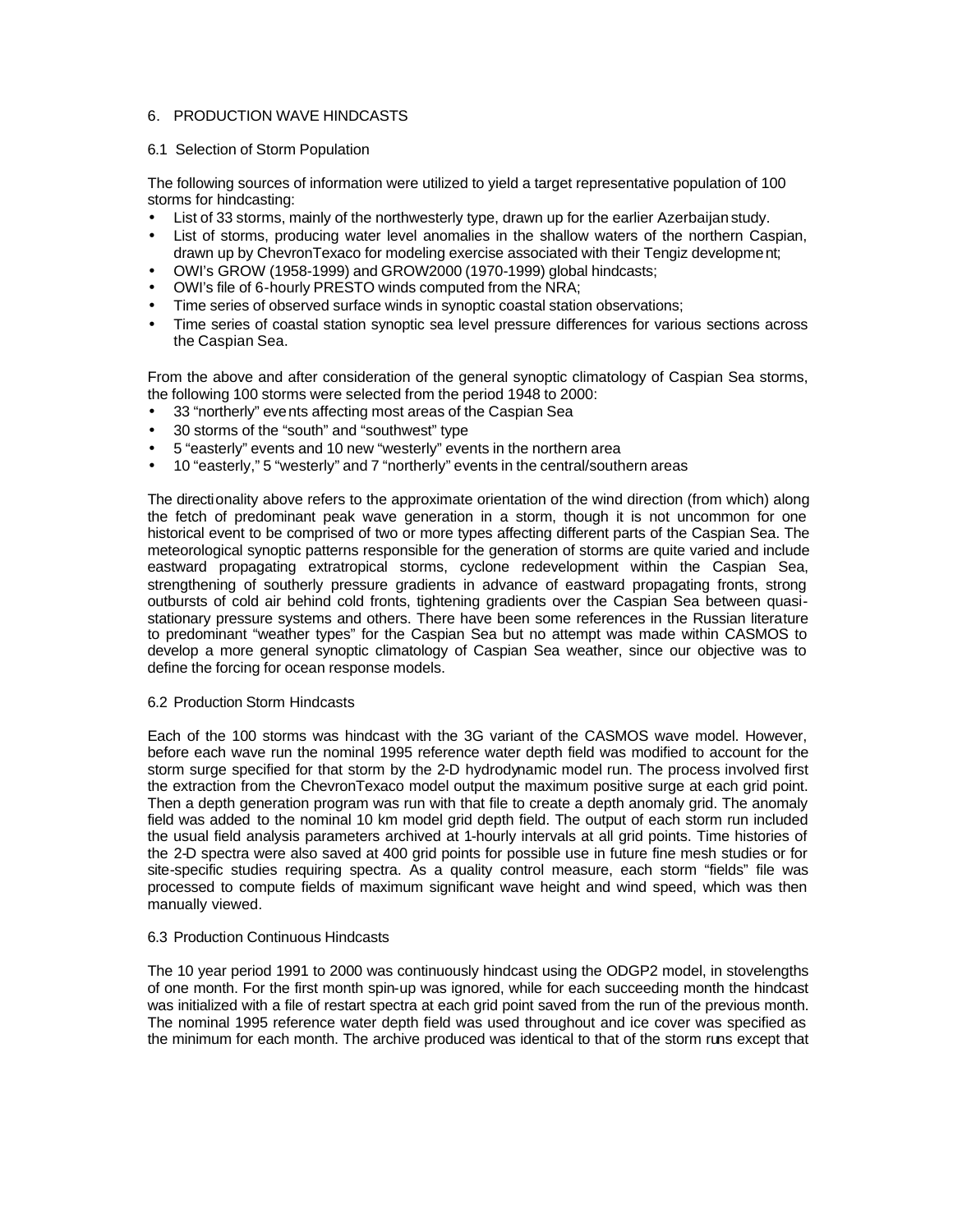## 6. PRODUCTION WAVE HINDCASTS

### 6.1 Selection of Storm Population

The following sources of information were utilized to yield a target representative population of 100 storms for hindcasting:

- List of 33 storms, mainly of the northwesterly type, drawn up for the earlier Azerbaijan study.
- List of storms, producing water level anomalies in the shallow waters of the northern Caspian, drawn up by ChevronTexaco for modeling exercise associated with their Tengiz development;
- OWI's GROW (1958-1999) and GROW2000 (1970-1999) global hindcasts;
- OWI's file of 6-hourly PRESTO winds computed from the NRA;
- Time series of observed surface winds in synoptic coastal station observations;
- Time series of coastal station synoptic sea level pressure differences for various sections across the Caspian Sea.

From the above and after consideration of the general synoptic climatology of Caspian Sea storms, the following 100 storms were selected from the period 1948 to 2000:

- 33 "northerly" events affecting most areas of the Caspian Sea
- 30 storms of the "south" and "southwest" type
- 5 "easterly" events and 10 new "westerly" events in the northern area
- 10 "easterly," 5 "westerly" and 7 "northerly" events in the central/southern areas

The directionality above refers to the approximate orientation of the wind direction (from which) along the fetch of predominant peak wave generation in a storm, though it is not uncommon for one historical event to be comprised of two or more types affecting different parts of the Caspian Sea. The meteorological synoptic patterns responsible for the generation of storms are quite varied and include eastward propagating extratropical storms, cyclone redevelopment within the Caspian Sea, strengthening of southerly pressure gradients in advance of eastward propagating fronts, strong outbursts of cold air behind cold fronts, tightening gradients over the Caspian Sea between quasi-stationary pressure systems and others. There have been some references in the Russian literature to predominant "weather types" for the Caspian Sea but no attempt was made within CASMOS to develop a more general synoptic climatology of Caspian Sea weather, since our objective was to define the forcing for ocean response models.

### 6.2 Production Storm Hindcasts

Each of the 100 storms was hindcast with the 3G variant of the CASMOS wave model. However, before each wave run the nominal 1995 reference water depth field was modified to account for the storm surge specified for that storm by the 2-D hydrodynamic model run. The process involved first the extraction from the ChevronTexaco model output the maximum positive surge at each grid point. Then a depth generation program was run with that file to create a depth anomaly grid. The anomaly field was added to the nominal 10 km model grid depth field. The output of each storm run included the usual field analysis parameters archived at 1-hourly intervals at all grid points. Time histories of the 2-D spectra were also saved at 400 grid points for possible use in future fine mesh studies or for site-specific studies requiring spectra. As a quality control measure, each storm "fields" file was processed to compute fields of maximum significant wave height and wind speed, which was then manually viewed.

### 6.3 Production Continuous Hindcasts

The 10 year period 1991 to 2000 was continuously hindcast using the ODGP2 model, in stovelengths of one month. For the first month spin-up was ignored, while for each succeeding month the hindcast was initialized with a file of restart spectra at each grid point saved from the run of the previous month. The nominal 1995 reference water depth field was used throughout and ice cover was specified as the minimum for each month. The archive produced was identical to that of the storm runs except that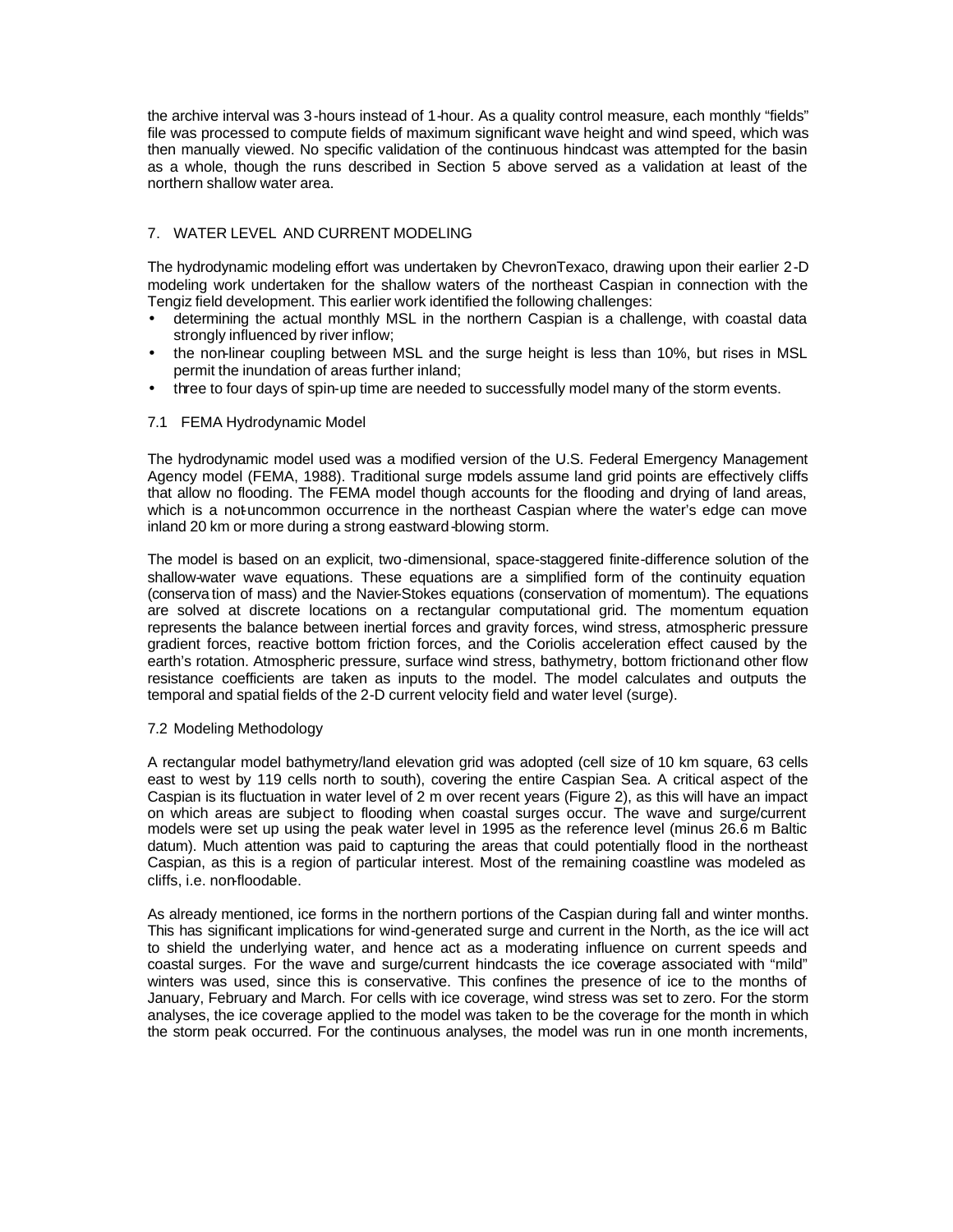the archive interval was 3-hours instead of 1-hour. As a quality control measure, each monthly "fields" file was processed to compute fields of maximum significant wave height and wind speed, which was then manually viewed. No specific validation of the continuous hindcast was attempted for the basin as a whole, though the runs described in Section 5 above served as a validation at least of the northern shallow water area.

## 7. WATER LEVEL AND CURRENT MODELING

The hydrodynamic modeling effort was undertaken by ChevronTexaco, drawing upon their earlier 2-D modeling work undertaken for the shallow waters of the northeast Caspian in connection with the Tengiz field development. This earlier work identified the following challenges:

- determining the actual monthly MSL in the northern Caspian is a challenge, with coastal data strongly influenced by river inflow;
- the non-linear coupling between MSL and the surge height is less than 10%, but rises in MSL permit the inundation of areas further inland;
- three to four days of spin-up time are needed to successfully model many of the storm events.

### 7.1 FEMA Hydrodynamic Model

The hydrodynamic model used was a modified version of the U.S. Federal Emergency Management Agency model (FEMA, 1988). Traditional surge models assume land grid points are effectively cliffs that allow no flooding. The FEMA model though accounts for the flooding and drying of land areas, which is a not-uncommon occurrence in the northeast Caspian where the water's edge can move inland 20 km or more during a strong eastward-blowing storm.

The model is based on an explicit, two-dimensional, space-staggered finite-difference solution of the shallow-water wave equations. These equations are a simplified form of the continuity equation (conservation of mass) and the Navier-Stokes equations (conservation of momentum). The equations are solved at discrete locations on a rectangular computational grid. The momentum equation represents the balance between inertial forces and gravity forces, wind stress, atmospheric pressure gradient forces, reactive bottom friction forces, and the Coriolis acceleration effect caused by the earth's rotation. Atmospheric pressure, surface wind stress, bathymetry, bottom friction and other flow resistance coefficients are taken as inputs to the model. The model calculates and outputs the temporal and spatial fields of the 2-D current velocity field and water level (surge).

### 7.2 Modeling Methodology

A rectangular model bathymetry/land elevation grid was adopted (cell size of 10 km square, 63 cells east to west by 119 cells north to south), covering the entire Caspian Sea. A critical aspect of the Caspian is its fluctuation in water level of 2 m over recent years (Figure 2), as this will have an impact on which areas are subject to flooding when coastal surges occur. The wave and surge/current models were set up using the peak water level in 1995 as the reference level (minus 26.6 m Baltic datum). Much attention was paid to capturing the areas that could potentially flood in the northeast Caspian, as this is a region of particular interest. Most of the remaining coastline was modeled as cliffs, i.e. non-floodable.

As already mentioned, ice forms in the northern portions of the Caspian during fall and winter months. This has significant implications for wind-generated surge and current in the North, as the ice will act to shield the underlying water, and hence act as a moderating influence on current speeds and coastal surges. For the wave and surge/current hindcasts the ice coverage associated with "mild" winters was used, since this is conservative. This confines the presence of ice to the months of January, February and March. For cells with ice coverage, wind stress was set to zero. For the storm analyses, the ice coverage applied to the model was taken to be the coverage for the month in which the storm peak occurred. For the continuous analyses, the model was run in one month increments,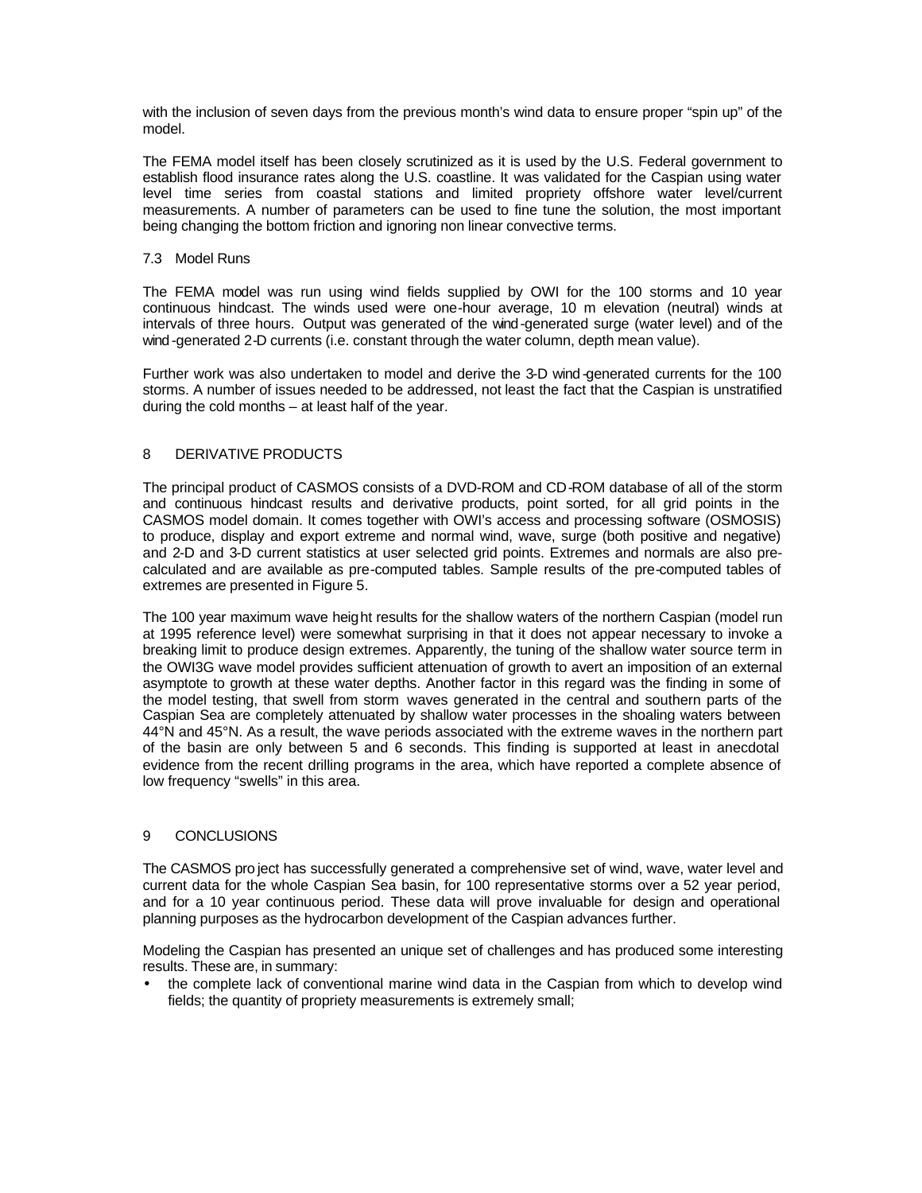with the inclusion of seven days from the previous month's wind data to ensure proper "spin up" of the model.

The FEMA model itself has been closely scrutinized as it is used by the U.S. Federal government to establish flood insurance rates along the U.S. coastline. It was validated for the Caspian using water level time series from coastal stations and limited propriety offshore water level/current measurements. A number of parameters can be used to fine tune the solution, the most important being changing the bottom friction and ignoring non linear convective terms.

### 7.3 Model Runs

The FEMA model was run using wind fields supplied by OWI for the 100 storms and 10 year continuous hindcast. The winds used were one-hour average, 10 m elevation (neutral) winds at intervals of three hours. Output was generated of the wind-generated surge (water level) and of the wind-generated 2-D currents (i.e. constant through the water column, depth mean value).

Further work was also undertaken to model and derive the 3-D wind-generated currents for the 100 storms. A number of issues needed to be addressed, not least the fact that the Caspian is unstratified during the cold months – at least half of the year.

## 8 DERIVATIVE PRODUCTS

The principal product of CASMOS consists of a DVD-ROM and CD-ROM database of all of the storm and continuous hindcast results and derivative products, point sorted, for all grid points in the CASMOS model domain. It comes together with OWI's access and processing software (OSMOSIS) to produce, display and export extreme and normal wind, wave, surge (both positive and negative) and 2-D and 3-D current statistics at user selected grid points. Extremes and normals are also pre-calculated and are available as pre-computed tables. Sample results of the pre-computed tables of extremes are presented in Figure 5.

The 100 year maximum wave height results for the shallow waters of the northern Caspian (model run at 1995 reference level) were somewhat surprising in that it does not appear necessary to invoke a breaking limit to produce design extremes. Apparently, the tuning of the shallow water source term in the OWI3G wave model provides sufficient attenuation of growth to avert an imposition of an external asymptote to growth at these water depths. Another factor in this regard was the finding in some of the model testing, that swell from storm waves generated in the central and southern parts of the Caspian Sea are completely attenuated by shallow water processes in the shoaling waters between 44°N and 45°N. As a result, the wave periods associated with the extreme waves in the northern part of the basin are only between 5 and 6 seconds. This finding is supported at least in anecdotal evidence from the recent drilling programs in the area, which have reported a complete absence of low frequency "swells" in this area.

## 9 CONCLUSIONS

The CASMOS project has successfully generated a comprehensive set of wind, wave, water level and current data for the whole Caspian Sea basin, for 100 representative storms over a 52 year period, and for a 10 year continuous period. These data will prove invaluable for design and operational planning purposes as the hydrocarbon development of the Caspian advances further.

Modeling the Caspian has presented an unique set of challenges and has produced some interesting results. These are, in summary:

- the complete lack of conventional marine wind data in the Caspian from which to develop wind fields; the quantity of propriety measurements is extremely small;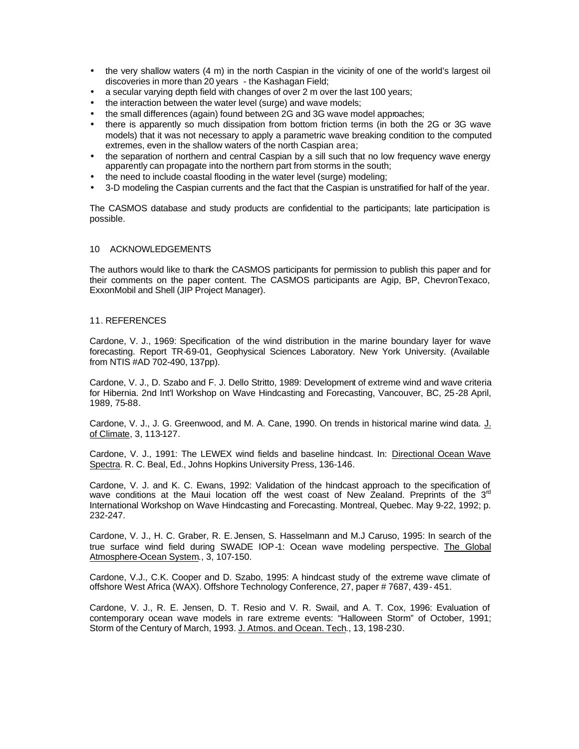- the very shallow waters (4 m) in the north Caspian in the vicinity of one of the world's largest oil discoveries in more than 20 years - the Kashagan Field;
- a secular varying depth field with changes of over 2 m over the last 100 years;
- the interaction between the water level (surge) and wave models;
- the small differences (again) found between 2G and 3G wave model approaches;
- there is apparently so much dissipation from bottom friction terms (in both the 2G or 3G wave models) that it was not necessary to apply a parametric wave breaking condition to the computed extremes, even in the shallow waters of the north Caspian area;
- the separation of northern and central Caspian by a sill such that no low frequency wave energy apparently can propagate into the northern part from storms in the south;
- the need to include coastal flooding in the water level (surge) modeling;
- 3-D modeling the Caspian currents and the fact that the Caspian is unstratified for half of the year.

The CASMOS database and study products are confidential to the participants; late participation is possible.

## 10 ACKNOWLEDGEMENTS

The authors would like to thank the CASMOS participants for permission to publish this paper and for their comments on the paper content. The CASMOS participants are Agip, BP, ChevronTexaco, ExxonMobil and Shell (JIP Project Manager).

## 11. REFERENCES

Cardone, V. J., 1969: Specification of the wind distribution in the marine boundary layer for wave forecasting. Report TR-69-01, Geophysical Sciences Laboratory. New York University. (Available from NTIS #AD 702-490, 137pp).

Cardone, V. J., D. Szabo and F. J. Dello Stritto, 1989: Development of extreme wind and wave criteria for Hibernia. 2nd Int'l Workshop on Wave Hindcasting and Forecasting, Vancouver, BC, 25-28 April, 1989, 75-88.

Cardone, V. J., J. G. Greenwood, and M. A. Cane, 1990. On trends in historical marine wind data. J. of Climate, 3, 113-127.

Cardone, V. J., 1991: The LEWEX wind fields and baseline hindcast. In: Directional Ocean Wave Spectra. R. C. Beal, Ed., Johns Hopkins University Press, 136-146.

Cardone, V. J. and K. C. Ewans, 1992: Validation of the hindcast approach to the specification of wave conditions at the Maui location off the west coast of New Zealand. Preprints of the 3rd International Workshop on Wave Hindcasting and Forecasting. Montreal, Quebec. May 9-22, 1992; p. 232-247.

Cardone, V. J., H. C. Graber, R. E. Jensen, S. Hasselmann and M.J Caruso, 1995: In search of the true surface wind field during SWADE IOP-1: Ocean wave modeling perspective. The Global Atmosphere-Ocean System., 3, 107-150.

Cardone, V.J., C.K. Cooper and D. Szabo, 1995: A hindcast study of the extreme wave climate of offshore West Africa (WAX). Offshore Technology Conference, 27, paper # 7687, 439-451.

Cardone, V. J., R. E. Jensen, D. T. Resio and V. R. Swail, and A. T. Cox, 1996: Evaluation of contemporary ocean wave models in rare extreme events: "Halloween Storm" of October, 1991; Storm of the Century of March, 1993. J. Atmos. and Ocean. Tech., 13, 198-230.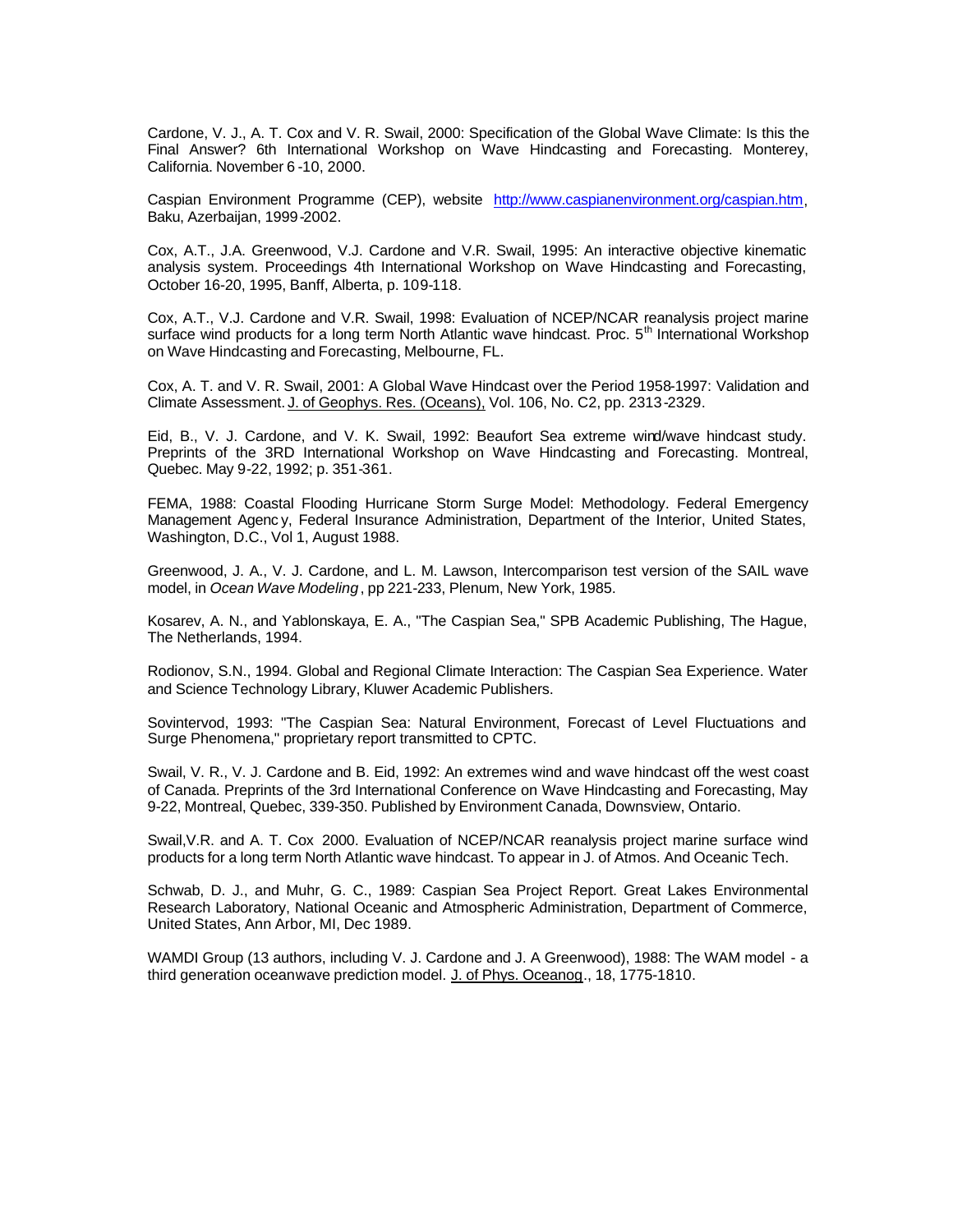Cardone, V. J., A. T. Cox and V. R. Swail, 2000: Specification of the Global Wave Climate: Is this the Final Answer? 6th International Workshop on Wave Hindcasting and Forecasting. Monterey, California. November 6 -10, 2000.

Caspian Environment Programme (CEP), website http://www.caspianenvironment.org/caspian.htm, Baku, Azerbaijan, 1999-2002.

Cox, A.T., J.A. Greenwood, V.J. Cardone and V.R. Swail, 1995: An interactive objective kinematic analysis system. Proceedings 4th International Workshop on Wave Hindcasting and Forecasting, October 16-20, 1995, Banff, Alberta, p. 109-118.

Cox, A.T., V.J. Cardone and V.R. Swail, 1998: Evaluation of NCEP/NCAR reanalysis project marine surface wind products for a long term North Atlantic wave hindcast. Proc. 5th International Workshop on Wave Hindcasting and Forecasting, Melbourne, FL.

Cox, A. T. and V. R. Swail, 2001: A Global Wave Hindcast over the Period 1958-1997: Validation and Climate Assessment. J. of Geophys. Res. (Oceans), Vol. 106, No. C2, pp. 2313-2329.

Eid, B., V. J. Cardone, and V. K. Swail, 1992: Beaufort Sea extreme wind/wave hindcast study. Preprints of the 3RD International Workshop on Wave Hindcasting and Forecasting. Montreal, Quebec. May 9-22, 1992; p. 351-361.

FEMA, 1988: Coastal Flooding Hurricane Storm Surge Model: Methodology. Federal Emergency Management Agency, Federal Insurance Administration, Department of the Interior, United States, Washington, D.C., Vol 1, August 1988.

Greenwood, J. A., V. J. Cardone, and L. M. Lawson, Intercomparison test version of the SAIL wave model, in *Ocean Wave Modeling*, pp 221-233, Plenum, New York, 1985.

Kosarev, A. N., and Yablonskaya, E. A., "The Caspian Sea," SPB Academic Publishing, The Hague, The Netherlands, 1994.

Rodionov, S.N., 1994. Global and Regional Climate Interaction: The Caspian Sea Experience. Water and Science Technology Library, Kluwer Academic Publishers.

Sovintervod, 1993: "The Caspian Sea: Natural Environment, Forecast of Level Fluctuations and Surge Phenomena," proprietary report transmitted to CPTC.

Swail, V. R., V. J. Cardone and B. Eid, 1992: An extremes wind and wave hindcast off the west coast of Canada. Preprints of the 3rd International Conference on Wave Hindcasting and Forecasting, May 9-22, Montreal, Quebec, 339-350. Published by Environment Canada, Downsview, Ontario.

Swail,V.R. and A. T. Cox 2000. Evaluation of NCEP/NCAR reanalysis project marine surface wind products for a long term North Atlantic wave hindcast. To appear in J. of Atmos. And Oceanic Tech.

Schwab, D. J., and Muhr, G. C., 1989: Caspian Sea Project Report. Great Lakes Environmental Research Laboratory, National Oceanic and Atmospheric Administration, Department of Commerce, United States, Ann Arbor, MI, Dec 1989.

WAMDI Group (13 authors, including V. J. Cardone and J. A Greenwood), 1988: The WAM model - a third generation oceanwave prediction model. J. of Phys. Oceanog., 18, 1775-1810.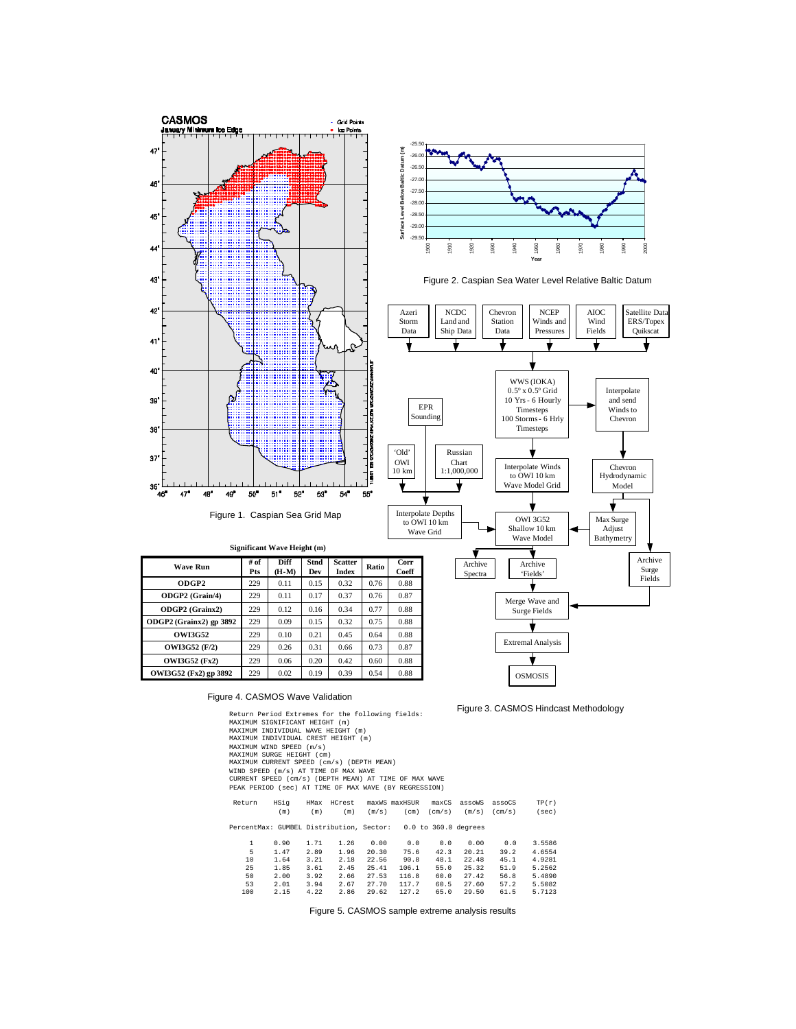CASMOS
January Minimum Ice Edge

- Grid Points
- Ice Points

47° 46° 45° 44° 43° 42° 41° 40° 39° 38° 37° 36°

46° 47° 48° 49° 50° 51° 52° 53° 54° 55°

Figure 1. Caspian Sea Grid Map

Surface Level Below Baltic Datum (m)

-25.50 -26.00 -26.50 -27.00 -27.50 -28.00 -28.50 -29.00 -29.50

1900 1910 1920 1930 1940 1950 1960 1970 1980 1990 2000

Year

Figure 2. Caspian Sea Water Level Relative Baltic Datum

Azeri Storm Data | NCDC Land and Ship Data | Chevron Station Data | NCEP Winds and Pressures | AIOC Wind Fields | Satellite Data ERS/Topex Quikscat

WWS (IOKA) 0.5° x 0.5° Grid 10 Yrs - 6 Hourly Timesteps 100 Storms - 6 Hrly Timesteps

Interpolate and send Winds to Chevron

EPR Sounding

'Old' OWI 10 km

Russian Chart 1:1,000,000

Interpolate Winds to OWI 10 km Wave Model Grid

Chevron Hydrodynamic Model

Interpolate Depths to OWI 10 km Wave Grid

OWI 3G52 Shallow 10 km Wave Model

Max Surge Adjust Bathymetry

Archive Spectra

Archive 'Fields'

Archive Surge Fields

Merge Wave and Surge Fields

Extremal Analysis

OSMOSIS

Figure 3. CASMOS Hindcast Methodology

**Significant Wave Height (m)**

| Wave Run | # of Pts | Diff (H-M) | Stnd Dev | Scatter Index | Ratio | Corr Coeff |
|---|---|---|---|---|---|---|
| **ODGP2** | 229 | 0.11 | 0.15 | 0.32 | 0.76 | 0.88 |
| **ODGP2 (Grain/4)** | 229 | 0.11 | 0.17 | 0.37 | 0.76 | 0.87 |
| **ODGP2 (Grainx2)** | 229 | 0.12 | 0.16 | 0.34 | 0.77 | 0.88 |
| **ODGP2 (Grainx2) gp 3892** | 229 | 0.09 | 0.15 | 0.32 | 0.75 | 0.88 |
| **OWI3G52** | 229 | 0.10 | 0.21 | 0.45 | 0.64 | 0.88 |
| **OWI3G52 (F/2)** | 229 | 0.26 | 0.31 | 0.66 | 0.73 | 0.87 |
| **OWI3G52 (Fx2)** | 229 | 0.06 | 0.20 | 0.42 | 0.60 | 0.88 |
| **OWI3G52 (Fx2) gp 3892** | 229 | 0.02 | 0.19 | 0.39 | 0.54 | 0.88 |

Figure 4. CASMOS Wave Validation

```
Return Period Extremes for the following fields:
MAXIMUM SIGNIFICANT HEIGHT (m)
MAXIMUM INDIVIDUAL WAVE HEIGHT (m)
MAXIMUM INDIVIDUAL CREST HEIGHT (m)
MAXIMUM WIND SPEED (m/s)
MAXIMUM SURGE HEIGHT (cm)
MAXIMUM CURRENT SPEED (cm/s) (DEPTH MEAN)
WIND SPEED (m/s) AT TIME OF MAX WAVE
CURRENT SPEED (cm/s) (DEPTH MEAN) AT TIME OF MAX WAVE
PEAK PERIOD (sec) AT TIME OF MAX WAVE (BY REGRESSION)

 Return   HSig    HMax  HCrest   maxWS maxHSUR   maxCS  assoWS  assoCS     TP(r)
           (m)     (m)     (m)   (m/s)    (cm)  (cm/s)   (m/s)  (cm/s)     (sec)

PercentMax: GUMBEL Distribution, Sector:    0.0 to 360.0 degrees

     1    0.90    1.71    1.26    0.00     0.0     0.0    0.00     0.0    3.5586
     5    1.47    2.89    1.96   20.30    75.6    42.3   20.21    39.2    4.6554
    10    1.64    3.21    2.18   22.56    90.8    48.1   22.48    45.1    4.9281
    25    1.85    3.61    2.45   25.41   106.1    55.0   25.32    51.9    5.2562
    50    2.00    3.92    2.66   27.53   116.8    60.0   27.42    56.8    5.4890
    53    2.01    3.94    2.67   27.70   117.7    60.5   27.60    57.2    5.5082
   100    2.15    4.22    2.86   29.62   127.2    65.0   29.50    61.5    5.7123
```

Figure 5. CASMOS sample extreme analysis results